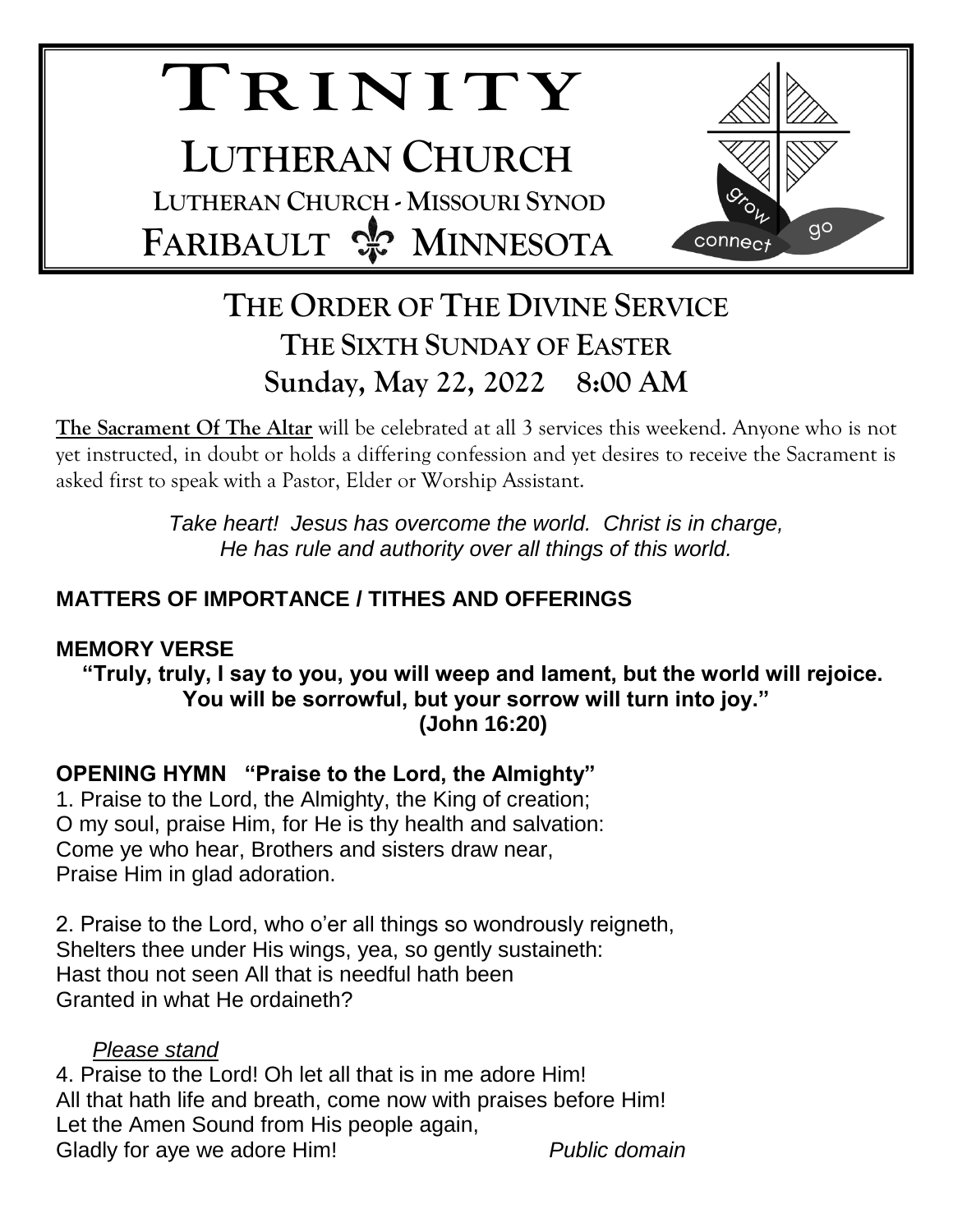# TRINITY

# LUTHERAN CHURCH

LUTHERAN CHURCH - MISSOURI SYNOD

FARIBAULT ⚜ MINNESOTA

grow connect go

## THE ORDER OF THE DIVINE SERVICE
## THE SIXTH SUNDAY OF EASTER
## Sunday, May 22, 2022 8:00 AM

**The Sacrament Of The Altar** will be celebrated at all 3 services this weekend. Anyone who is not yet instructed, in doubt or holds a differing confession and yet desires to receive the Sacrament is asked first to speak with a Pastor, Elder or Worship Assistant.

*Take heart! Jesus has overcome the world. Christ is in charge, He has rule and authority over all things of this world.*

**MATTERS OF IMPORTANCE / TITHES AND OFFERINGS**

**MEMORY VERSE**

**"Truly, truly, I say to you, you will weep and lament, but the world will rejoice. You will be sorrowful, but your sorrow will turn into joy." (John 16:20)**

**OPENING HYMN "Praise to the Lord, the Almighty"**

1. Praise to the Lord, the Almighty, the King of creation;
O my soul, praise Him, for He is thy health and salvation:
Come ye who hear, Brothers and sisters draw near,
Praise Him in glad adoration.

2. Praise to the Lord, who o'er all things so wondrously reigneth,
Shelters thee under His wings, yea, so gently sustaineth:
Hast thou not seen All that is needful hath been
Granted in what He ordaineth?

*Please stand*

4. Praise to the Lord! Oh let all that is in me adore Him!
All that hath life and breath, come now with praises before Him!
Let the Amen Sound from His people again,
Gladly for aye we adore Him! *Public domain*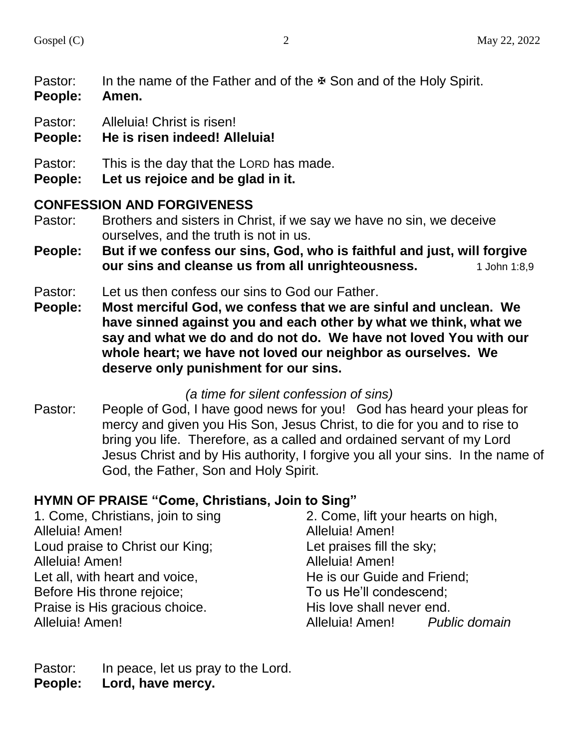Pastor: In the name of the Father and of the ✠ Son and of the Holy Spirit.
**People: Amen.**

Pastor: Alleluia! Christ is risen!
**People: He is risen indeed! Alleluia!**

Pastor: This is the day that the LORD has made.
**People: Let us rejoice and be glad in it.**

## CONFESSION AND FORGIVENESS

Pastor: Brothers and sisters in Christ, if we say we have no sin, we deceive ourselves, and the truth is not in us.
**People: But if we confess our sins, God, who is faithful and just, will forgive our sins and cleanse us from all unrighteousness.** 1 John 1:8,9

Pastor: Let us then confess our sins to God our Father.
**People: Most merciful God, we confess that we are sinful and unclean. We have sinned against you and each other by what we think, what we say and what we do and do not do. We have not loved You with our whole heart; we have not loved our neighbor as ourselves. We deserve only punishment for our sins.**

*(a time for silent confession of sins)*

Pastor: People of God, I have good news for you! God has heard your pleas for mercy and given you His Son, Jesus Christ, to die for you and to rise to bring you life. Therefore, as a called and ordained servant of my Lord Jesus Christ and by His authority, I forgive you all your sins. In the name of God, the Father, Son and Holy Spirit.

## HYMN OF PRAISE "Come, Christians, Join to Sing"

1. Come, Christians, join to sing
Alleluia! Amen!
Loud praise to Christ our King;
Alleluia! Amen!
Let all, with heart and voice,
Before His throne rejoice;
Praise is His gracious choice.
Alleluia! Amen!

2. Come, lift your hearts on high,
Alleluia! Amen!
Let praises fill the sky;
Alleluia! Amen!
He is our Guide and Friend;
To us He'll condescend;
His love shall never end.
Alleluia! Amen! *Public domain*

Pastor: In peace, let us pray to the Lord.
**People: Lord, have mercy.**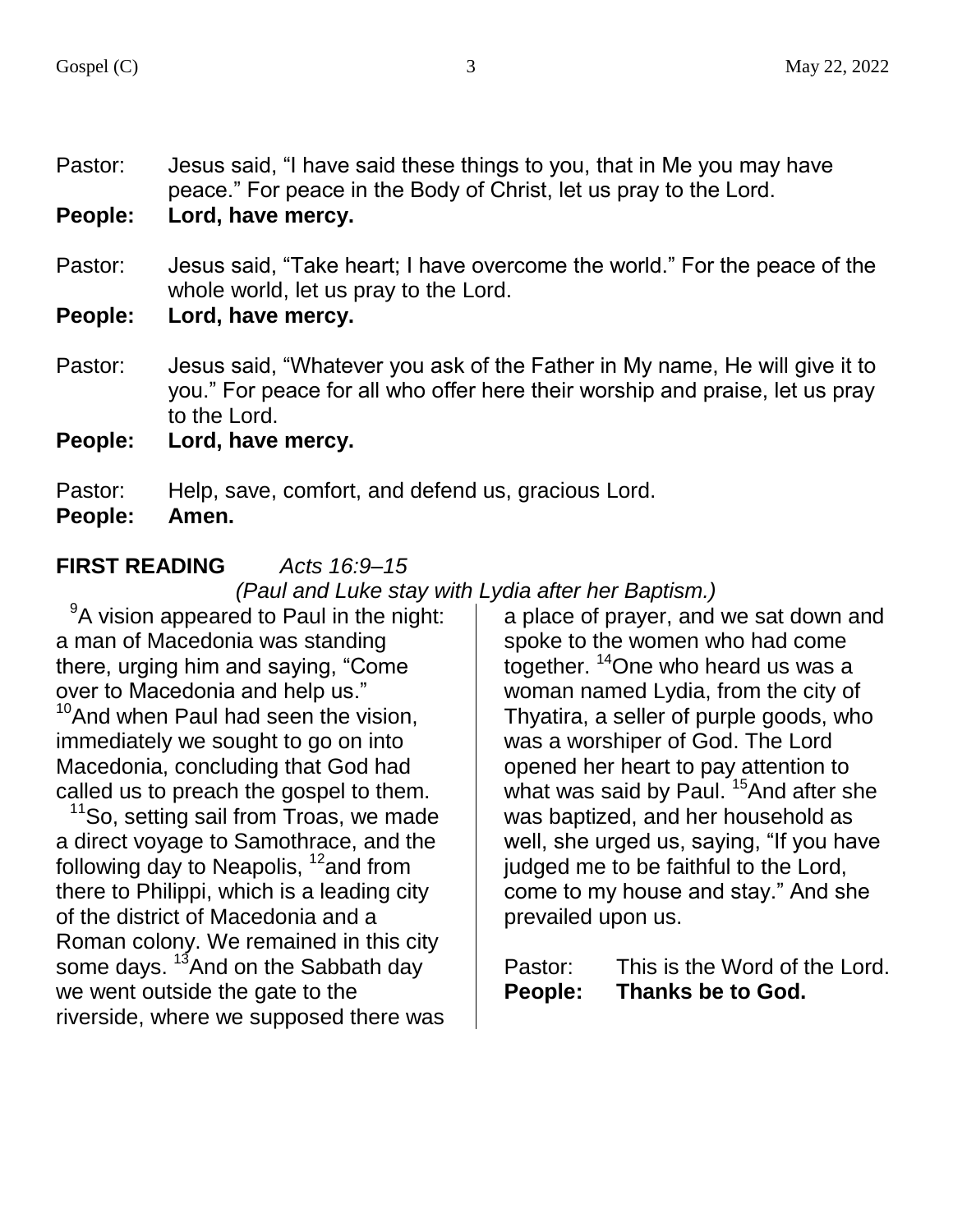Pastor: Jesus said, "I have said these things to you, that in Me you may have peace." For peace in the Body of Christ, let us pray to the Lord.
**People: Lord, have mercy.**

Pastor: Jesus said, "Take heart; I have overcome the world." For the peace of the whole world, let us pray to the Lord.
**People: Lord, have mercy.**

Pastor: Jesus said, "Whatever you ask of the Father in My name, He will give it to you." For peace for all who offer here their worship and praise, let us pray to the Lord.
**People: Lord, have mercy.**

Pastor: Help, save, comfort, and defend us, gracious Lord.
**People: Amen.**

**FIRST READING** *Acts 16:9–15*

*(Paul and Luke stay with Lydia after her Baptism.)*

[9]A vision appeared to Paul in the night: a man of Macedonia was standing there, urging him and saying, "Come over to Macedonia and help us." [10]And when Paul had seen the vision, immediately we sought to go on into Macedonia, concluding that God had called us to preach the gospel to them.

[11]So, setting sail from Troas, we made a direct voyage to Samothrace, and the following day to Neapolis, [12]and from there to Philippi, which is a leading city of the district of Macedonia and a Roman colony. We remained in this city some days. [13]And on the Sabbath day we went outside the gate to the riverside, where we supposed there was a place of prayer, and we sat down and spoke to the women who had come together. [14]One who heard us was a woman named Lydia, from the city of Thyatira, a seller of purple goods, who was a worshiper of God. The Lord opened her heart to pay attention to what was said by Paul. [15]And after she was baptized, and her household as well, she urged us, saying, "If you have judged me to be faithful to the Lord, come to my house and stay." And she prevailed upon us.

Pastor: This is the Word of the Lord.
**People: Thanks be to God.**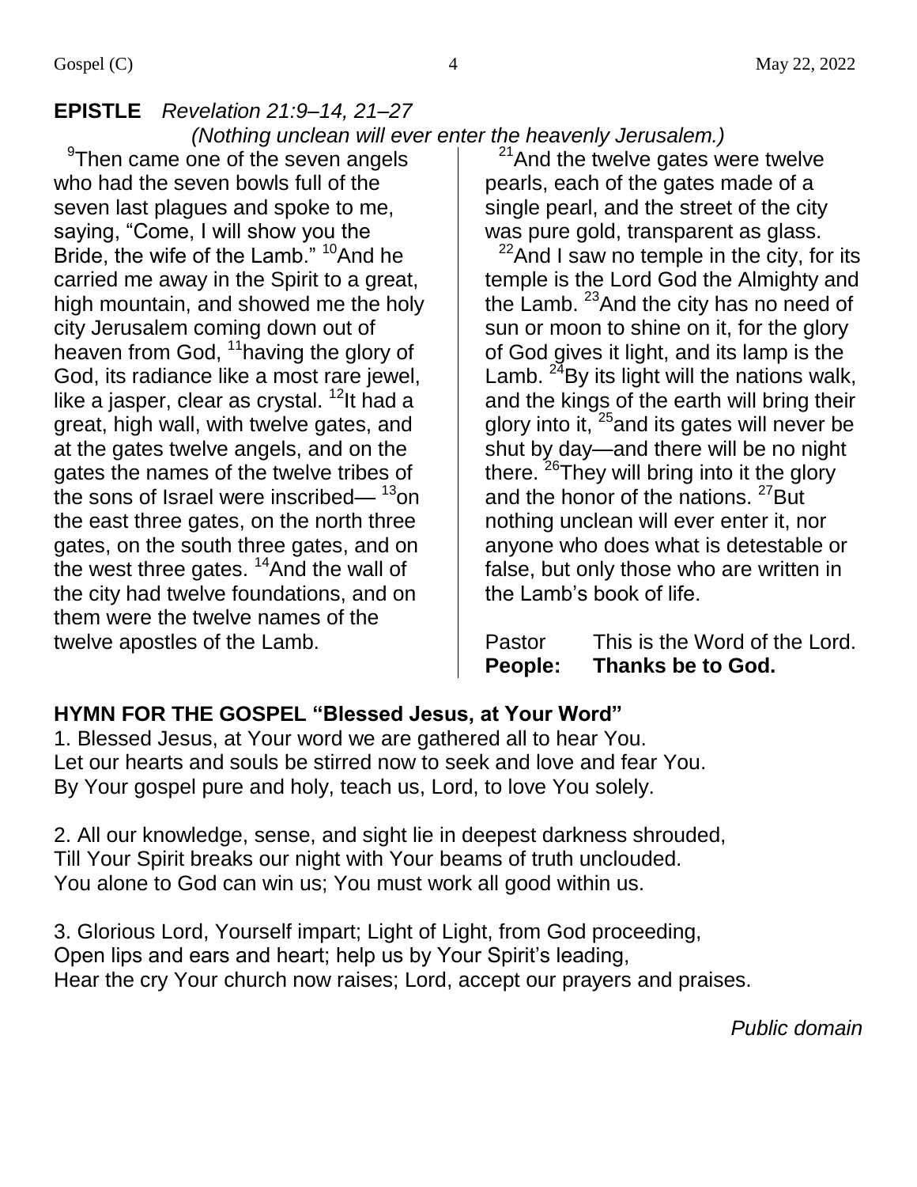**EPISTLE** *Revelation 21:9–14, 21–27*
*(Nothing unclean will ever enter the heavenly Jerusalem.)*

[9]Then came one of the seven angels who had the seven bowls full of the seven last plagues and spoke to me, saying, "Come, I will show you the Bride, the wife of the Lamb." [10]And he carried me away in the Spirit to a great, high mountain, and showed me the holy city Jerusalem coming down out of heaven from God, [11]having the glory of God, its radiance like a most rare jewel, like a jasper, clear as crystal. [12]It had a great, high wall, with twelve gates, and at the gates twelve angels, and on the gates the names of the twelve tribes of the sons of Israel were inscribed— [13]on the east three gates, on the north three gates, on the south three gates, and on the west three gates. [14]And the wall of the city had twelve foundations, and on them were the twelve names of the twelve apostles of the Lamb.

[21]And the twelve gates were twelve pearls, each of the gates made of a single pearl, and the street of the city was pure gold, transparent as glass.

[22]And I saw no temple in the city, for its temple is the Lord God the Almighty and the Lamb. [23]And the city has no need of sun or moon to shine on it, for the glory of God gives it light, and its lamp is the Lamb. [24]By its light will the nations walk, and the kings of the earth will bring their glory into it, [25]and its gates will never be shut by day—and there will be no night there. [26]They will bring into it the glory and the honor of the nations. [27]But nothing unclean will ever enter it, nor anyone who does what is detestable or false, but only those who are written in the Lamb's book of life.

Pastor This is the Word of the Lord.
**People: Thanks be to God.**

**HYMN FOR THE GOSPEL "Blessed Jesus, at Your Word"**

1. Blessed Jesus, at Your word we are gathered all to hear You.
Let our hearts and souls be stirred now to seek and love and fear You.
By Your gospel pure and holy, teach us, Lord, to love You solely.

2. All our knowledge, sense, and sight lie in deepest darkness shrouded,
Till Your Spirit breaks our night with Your beams of truth unclouded.
You alone to God can win us; You must work all good within us.

3. Glorious Lord, Yourself impart; Light of Light, from God proceeding,
Open lips and ears and heart; help us by Your Spirit's leading,
Hear the cry Your church now raises; Lord, accept our prayers and praises.

*Public domain*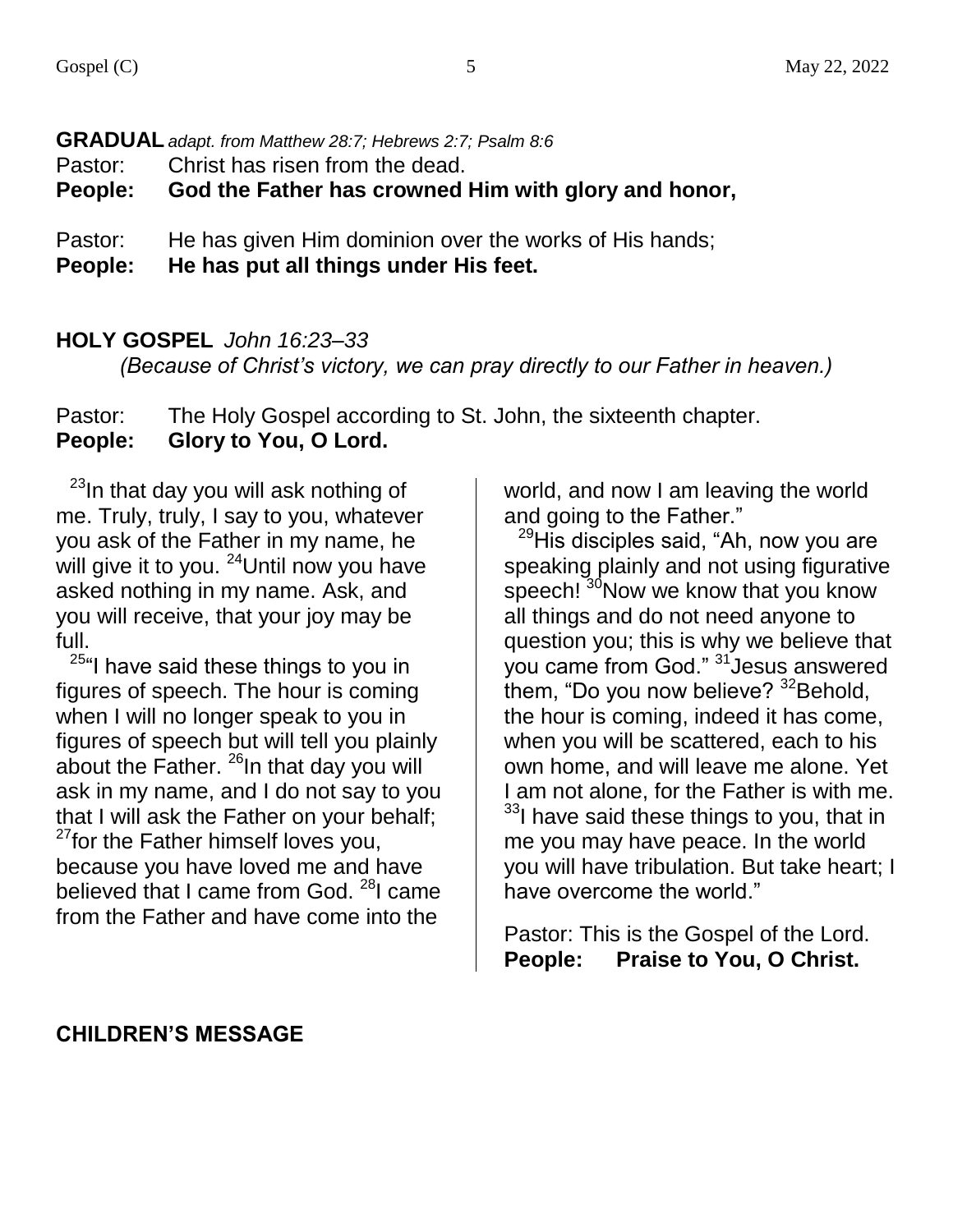**GRADUAL** *adapt. from Matthew 28:7; Hebrews 2:7; Psalm 8:6*

Pastor: Christ has risen from the dead.
**People: God the Father has crowned Him with glory and honor,**

Pastor: He has given Him dominion over the works of His hands;
**People: He has put all things under His feet.**

**HOLY GOSPEL** *John 16:23–33*
*(Because of Christ's victory, we can pray directly to our Father in heaven.)*

Pastor: The Holy Gospel according to St. John, the sixteenth chapter.
**People: Glory to You, O Lord.**

[23]In that day you will ask nothing of me. Truly, truly, I say to you, whatever you ask of the Father in my name, he will give it to you. [24]Until now you have asked nothing in my name. Ask, and you will receive, that your joy may be full.

[25]"I have said these things to you in figures of speech. The hour is coming when I will no longer speak to you in figures of speech but will tell you plainly about the Father. [26]In that day you will ask in my name, and I do not say to you that I will ask the Father on your behalf; [27]for the Father himself loves you, because you have loved me and have believed that I came from God. [28]I came from the Father and have come into the world, and now I am leaving the world and going to the Father."

[29]His disciples said, "Ah, now you are speaking plainly and not using figurative speech! [30]Now we know that you know all things and do not need anyone to question you; this is why we believe that you came from God." [31]Jesus answered them, "Do you now believe? [32]Behold, the hour is coming, indeed it has come, when you will be scattered, each to his own home, and will leave me alone. Yet I am not alone, for the Father is with me. [33]I have said these things to you, that in me you may have peace. In the world you will have tribulation. But take heart; I have overcome the world."

Pastor: This is the Gospel of the Lord.
**People: Praise to You, O Christ.**

**CHILDREN'S MESSAGE**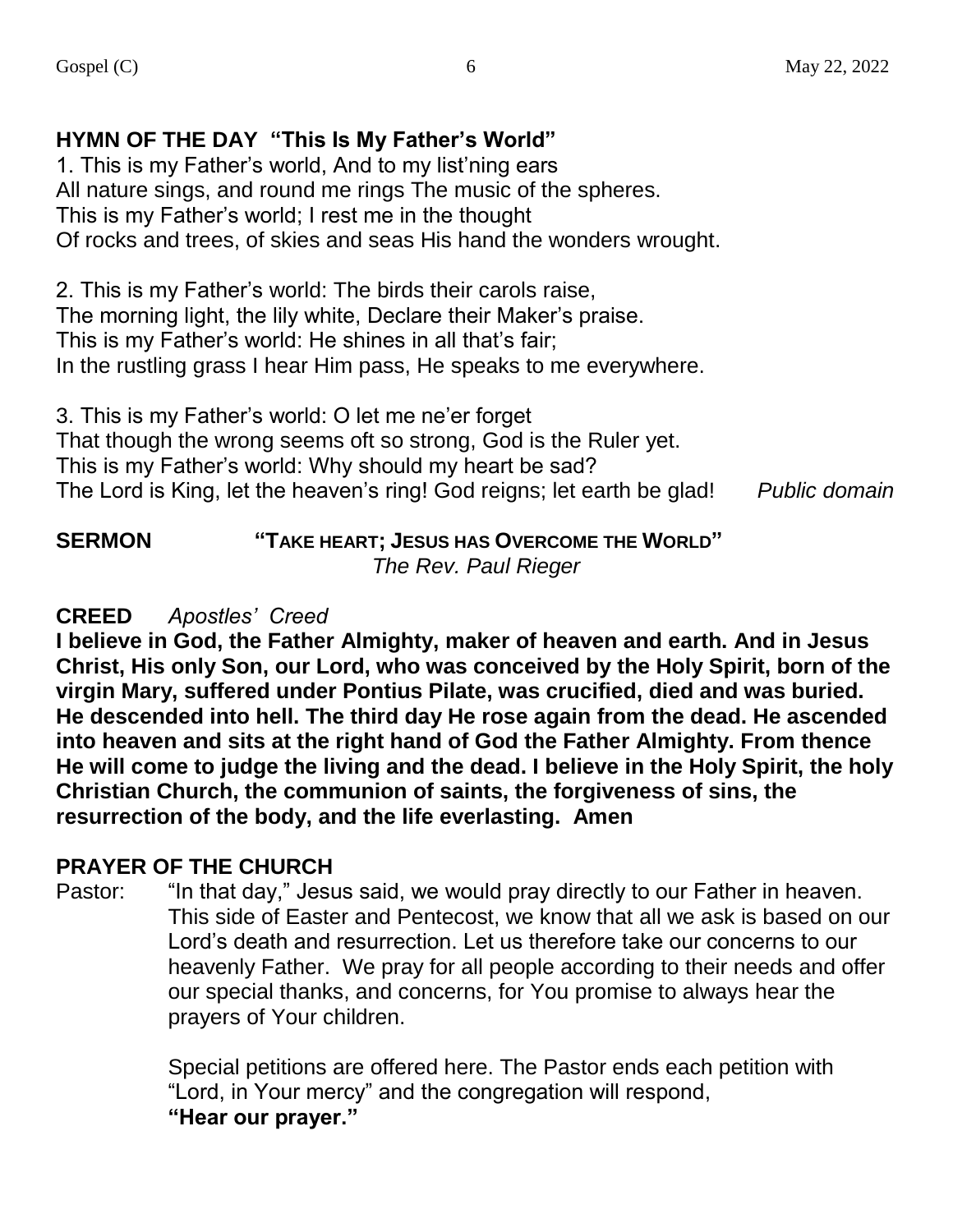**HYMN OF THE DAY "This Is My Father's World"**

1. This is my Father's world, And to my list'ning ears
All nature sings, and round me rings The music of the spheres.
This is my Father's world; I rest me in the thought
Of rocks and trees, of skies and seas His hand the wonders wrought.

2. This is my Father's world: The birds their carols raise,
The morning light, the lily white, Declare their Maker's praise.
This is my Father's world: He shines in all that's fair;
In the rustling grass I hear Him pass, He speaks to me everywhere.

3. This is my Father's world: O let me ne'er forget
That though the wrong seems oft so strong, God is the Ruler yet.
This is my Father's world: Why should my heart be sad?
The Lord is King, let the heaven's ring! God reigns; let earth be glad! *Public domain*

**SERMON "TAKE HEART; JESUS HAS OVERCOME THE WORLD"**
*The Rev. Paul Rieger*

**CREED** *Apostles' Creed*

**I believe in God, the Father Almighty, maker of heaven and earth. And in Jesus Christ, His only Son, our Lord, who was conceived by the Holy Spirit, born of the virgin Mary, suffered under Pontius Pilate, was crucified, died and was buried. He descended into hell. The third day He rose again from the dead. He ascended into heaven and sits at the right hand of God the Father Almighty. From thence He will come to judge the living and the dead. I believe in the Holy Spirit, the holy Christian Church, the communion of saints, the forgiveness of sins, the resurrection of the body, and the life everlasting. Amen**

**PRAYER OF THE CHURCH**

Pastor: "In that day," Jesus said, we would pray directly to our Father in heaven. This side of Easter and Pentecost, we know that all we ask is based on our Lord's death and resurrection. Let us therefore take our concerns to our heavenly Father. We pray for all people according to their needs and offer our special thanks, and concerns, for You promise to always hear the prayers of Your children.

Special petitions are offered here. The Pastor ends each petition with "Lord, in Your mercy" and the congregation will respond, **"Hear our prayer."**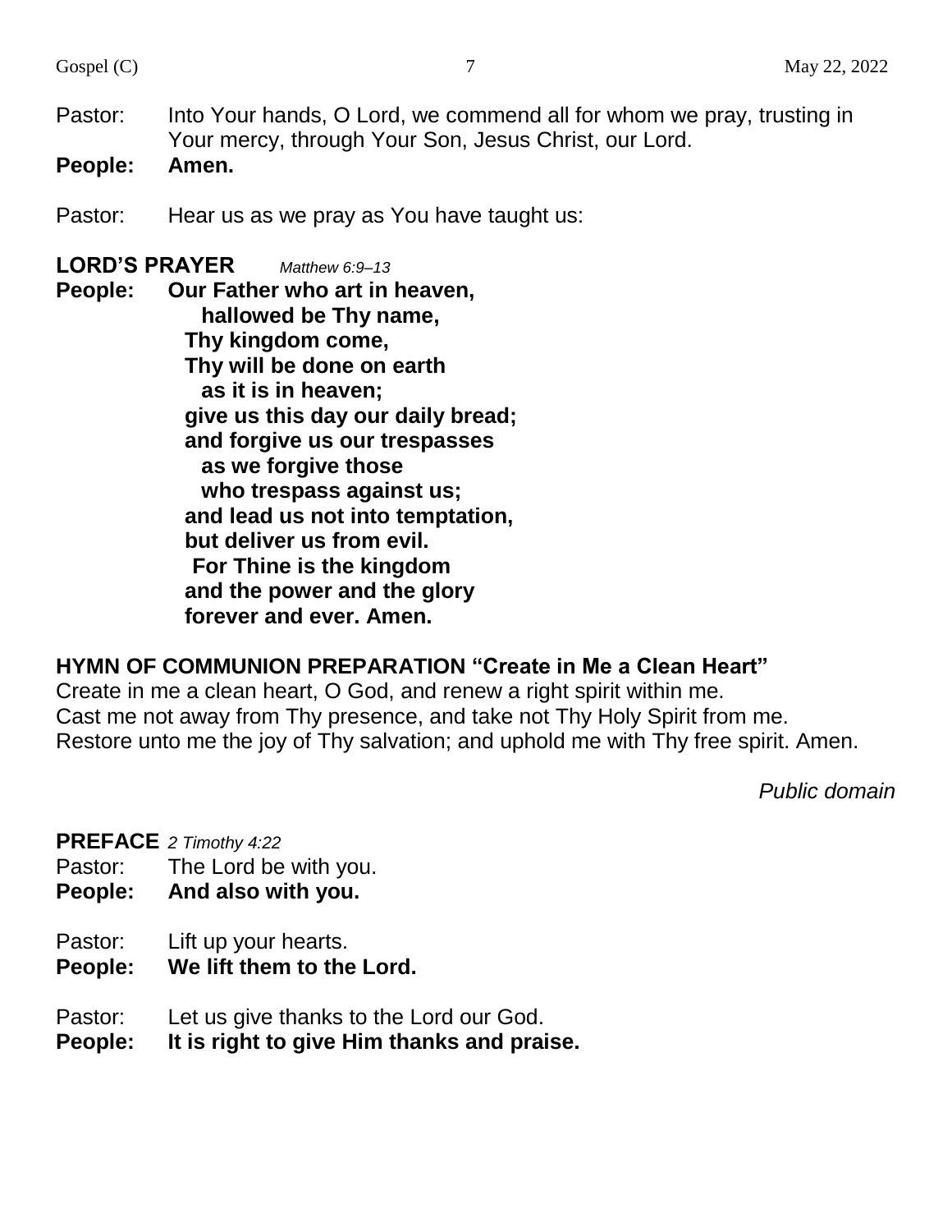Pastor: Into Your hands, O Lord, we commend all for whom we pray, trusting in Your mercy, through Your Son, Jesus Christ, our Lord.

**People: Amen.**

Pastor: Hear us as we pray as You have taught us:

**LORD'S PRAYER** *Matthew 6:9–13*

**People: Our Father who art in heaven,**
**hallowed be Thy name,**
**Thy kingdom come,**
**Thy will be done on earth**
**as it is in heaven;**
**give us this day our daily bread;**
**and forgive us our trespasses**
**as we forgive those**
**who trespass against us;**
**and lead us not into temptation,**
**but deliver us from evil.**
**For Thine is the kingdom**
**and the power and the glory**
**forever and ever. Amen.**

**HYMN OF COMMUNION PREPARATION "Create in Me a Clean Heart"**

Create in me a clean heart, O God, and renew a right spirit within me.
Cast me not away from Thy presence, and take not Thy Holy Spirit from me.
Restore unto me the joy of Thy salvation; and uphold me with Thy free spirit. Amen.

*Public domain*

**PREFACE** *2 Timothy 4:22*

Pastor: The Lord be with you.

**People: And also with you.**

Pastor: Lift up your hearts.

**People: We lift them to the Lord.**

Pastor: Let us give thanks to the Lord our God.

**People: It is right to give Him thanks and praise.**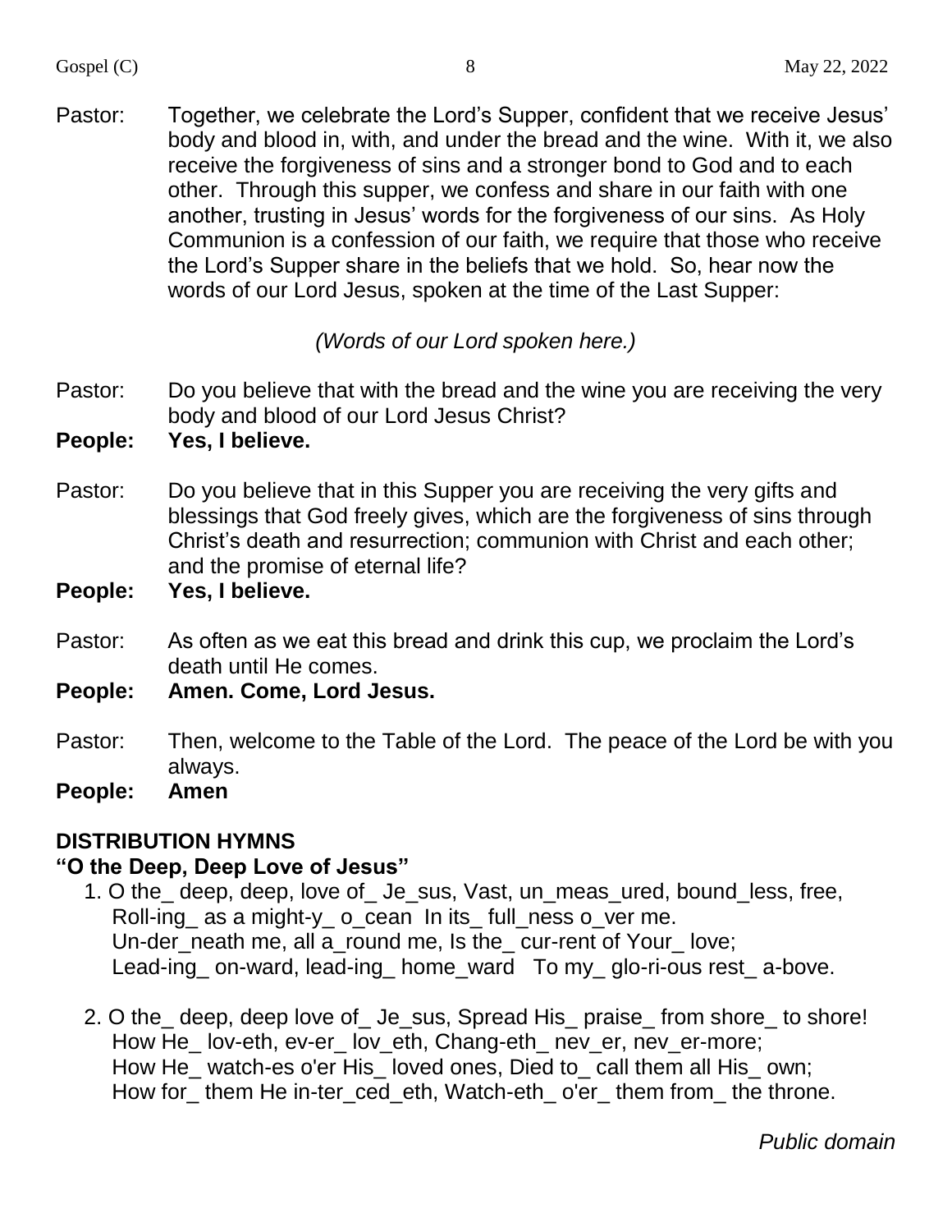Pastor: Together, we celebrate the Lord's Supper, confident that we receive Jesus' body and blood in, with, and under the bread and the wine. With it, we also receive the forgiveness of sins and a stronger bond to God and to each other. Through this supper, we confess and share in our faith with one another, trusting in Jesus' words for the forgiveness of our sins. As Holy Communion is a confession of our faith, we require that those who receive the Lord's Supper share in the beliefs that we hold. So, hear now the words of our Lord Jesus, spoken at the time of the Last Supper:

*(Words of our Lord spoken here.)*

Pastor: Do you believe that with the bread and the wine you are receiving the very body and blood of our Lord Jesus Christ?
**People: Yes, I believe.**

Pastor: Do you believe that in this Supper you are receiving the very gifts and blessings that God freely gives, which are the forgiveness of sins through Christ's death and resurrection; communion with Christ and each other; and the promise of eternal life?
**People: Yes, I believe.**

Pastor: As often as we eat this bread and drink this cup, we proclaim the Lord's death until He comes.
**People: Amen. Come, Lord Jesus.**

Pastor: Then, welcome to the Table of the Lord. The peace of the Lord be with you always.
**People: Amen**

## DISTRIBUTION HYMNS

### "O the Deep, Deep Love of Jesus"

1. O the_ deep, deep, love of_ Je_sus, Vast, un_meas_ured, bound_less, free,
Roll-ing_ as a might-y_ o_cean In its_ full_ness o_ver me.
Un-der_neath me, all a_round me, Is the_ cur-rent of Your_ love;
Lead-ing_ on-ward, lead-ing_ home_ward To my_ glo-ri-ous rest_ a-bove.

2. O the_ deep, deep love of_ Je_sus, Spread His_ praise_ from shore_ to shore!
How He_ lov-eth, ev-er_ lov_eth, Chang-eth_ nev_er, nev_er-more;
How He_ watch-es o'er His_ loved ones, Died to_ call them all His_ own;
How for_ them He in-ter_ced_eth, Watch-eth_ o'er_ them from_ the throne.

*Public domain*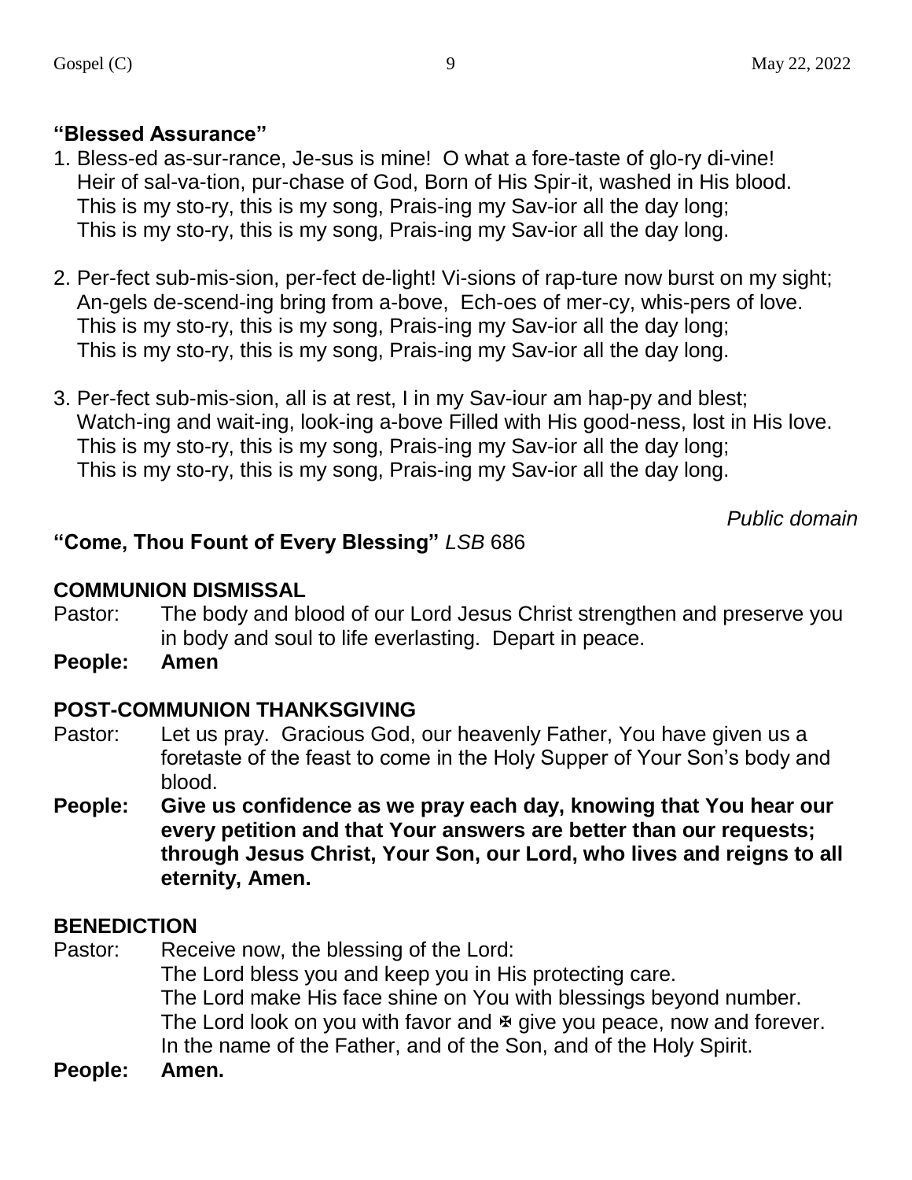**"Blessed Assurance"**

1. Bless-ed as-sur-rance, Je-sus is mine!  O what a fore-taste of glo-ry di-vine!
   Heir of sal-va-tion, pur-chase of God, Born of His Spir-it, washed in His blood.
   This is my sto-ry, this is my song, Prais-ing my Sav-ior all the day long;
   This is my sto-ry, this is my song, Prais-ing my Sav-ior all the day long.

2. Per-fect sub-mis-sion, per-fect de-light! Vi-sions of rap-ture now burst on my sight;
   An-gels de-scend-ing bring from a-bove,  Ech-oes of mer-cy, whis-pers of love.
   This is my sto-ry, this is my song, Prais-ing my Sav-ior all the day long;
   This is my sto-ry, this is my song, Prais-ing my Sav-ior all the day long.

3. Per-fect sub-mis-sion, all is at rest, I in my Sav-iour am hap-py and blest;
   Watch-ing and wait-ing, look-ing a-bove Filled with His good-ness, lost in His love.
   This is my sto-ry, this is my song, Prais-ing my Sav-ior all the day long;
   This is my sto-ry, this is my song, Prais-ing my Sav-ior all the day long.

*Public domain*

**"Come, Thou Fount of Every Blessing"** *LSB* 686

**COMMUNION DISMISSAL**

Pastor: The body and blood of our Lord Jesus Christ strengthen and preserve you in body and soul to life everlasting.  Depart in peace.

**People: Amen**

**POST-COMMUNION THANKSGIVING**

Pastor: Let us pray.  Gracious God, our heavenly Father, You have given us a foretaste of the feast to come in the Holy Supper of Your Son's body and blood.

**People: Give us confidence as we pray each day, knowing that You hear our every petition and that Your answers are better than our requests; through Jesus Christ, Your Son, our Lord, who lives and reigns to all eternity, Amen.**

**BENEDICTION**

Pastor: Receive now, the blessing of the Lord:
The Lord bless you and keep you in His protecting care.
The Lord make His face shine on You with blessings beyond number.
The Lord look on you with favor and ✠ give you peace, now and forever.
In the name of the Father, and of the Son, and of the Holy Spirit.

**People: Amen.**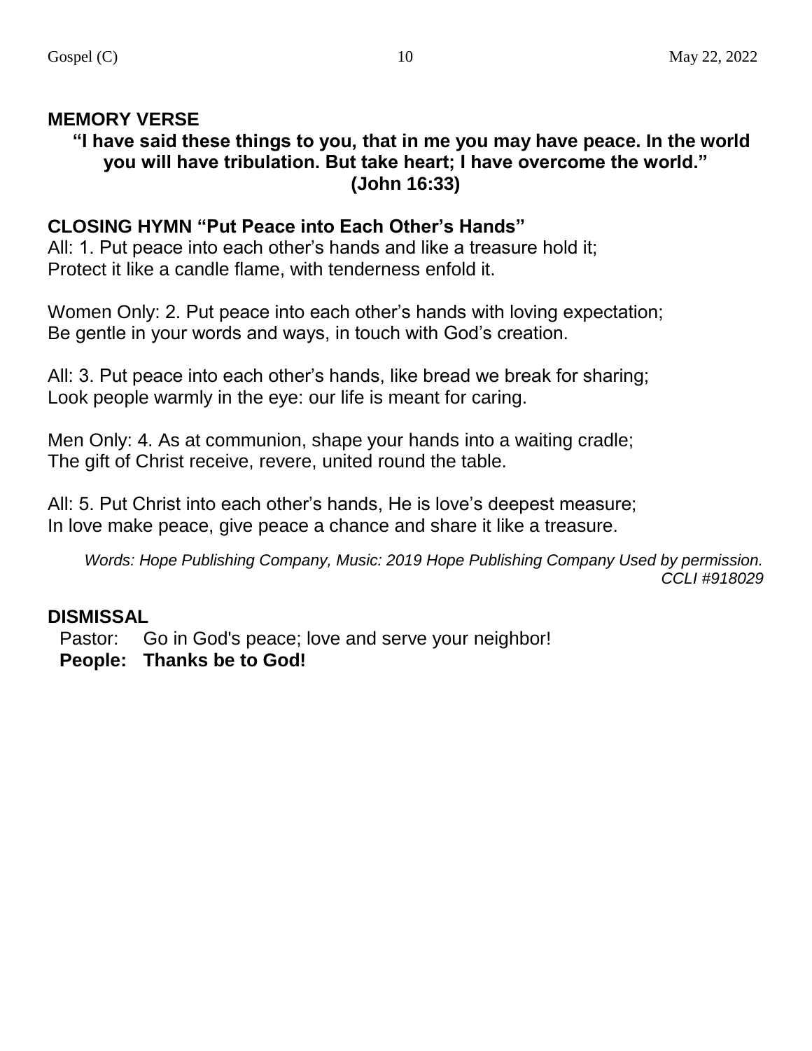**MEMORY VERSE**

**"I have said these things to you, that in me you may have peace. In the world you will have tribulation. But take heart; I have overcome the world." (John 16:33)**

**CLOSING HYMN "Put Peace into Each Other's Hands"**

All: 1. Put peace into each other's hands and like a treasure hold it;
Protect it like a candle flame, with tenderness enfold it.

Women Only: 2. Put peace into each other's hands with loving expectation;
Be gentle in your words and ways, in touch with God's creation.

All: 3. Put peace into each other's hands, like bread we break for sharing;
Look people warmly in the eye: our life is meant for caring.

Men Only: 4. As at communion, shape your hands into a waiting cradle;
The gift of Christ receive, revere, united round the table.

All: 5. Put Christ into each other's hands, He is love's deepest measure;
In love make peace, give peace a chance and share it like a treasure.

*Words: Hope Publishing Company, Music: 2019 Hope Publishing Company Used by permission. CCLI #918029*

**DISMISSAL**

Pastor: Go in God's peace; love and serve your neighbor!
**People: Thanks be to God!**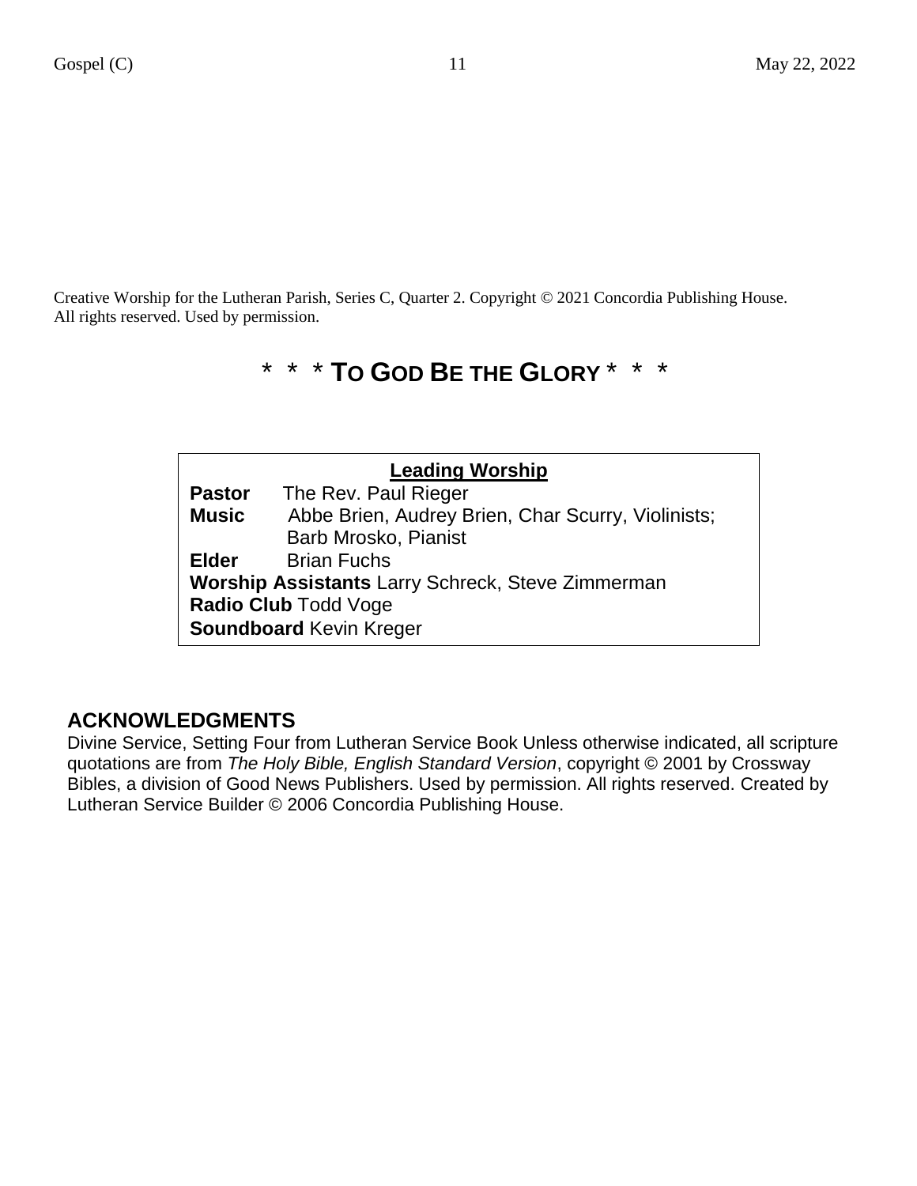Creative Worship for the Lutheran Parish, Series C, Quarter 2. Copyright © 2021 Concordia Publishing House. All rights reserved. Used by permission.

## * * * TO GOD BE THE GLORY * * *

**Leading Worship**

**Pastor** The Rev. Paul Rieger
**Music** Abbe Brien, Audrey Brien, Char Scurry, Violinists; Barb Mrosko, Pianist
**Elder** Brian Fuchs
**Worship Assistants** Larry Schreck, Steve Zimmerman
**Radio Club** Todd Voge
**Soundboard** Kevin Kreger

## ACKNOWLEDGMENTS

Divine Service, Setting Four from Lutheran Service Book Unless otherwise indicated, all scripture quotations are from *The Holy Bible, English Standard Version*, copyright © 2001 by Crossway Bibles, a division of Good News Publishers. Used by permission. All rights reserved. Created by Lutheran Service Builder © 2006 Concordia Publishing House.